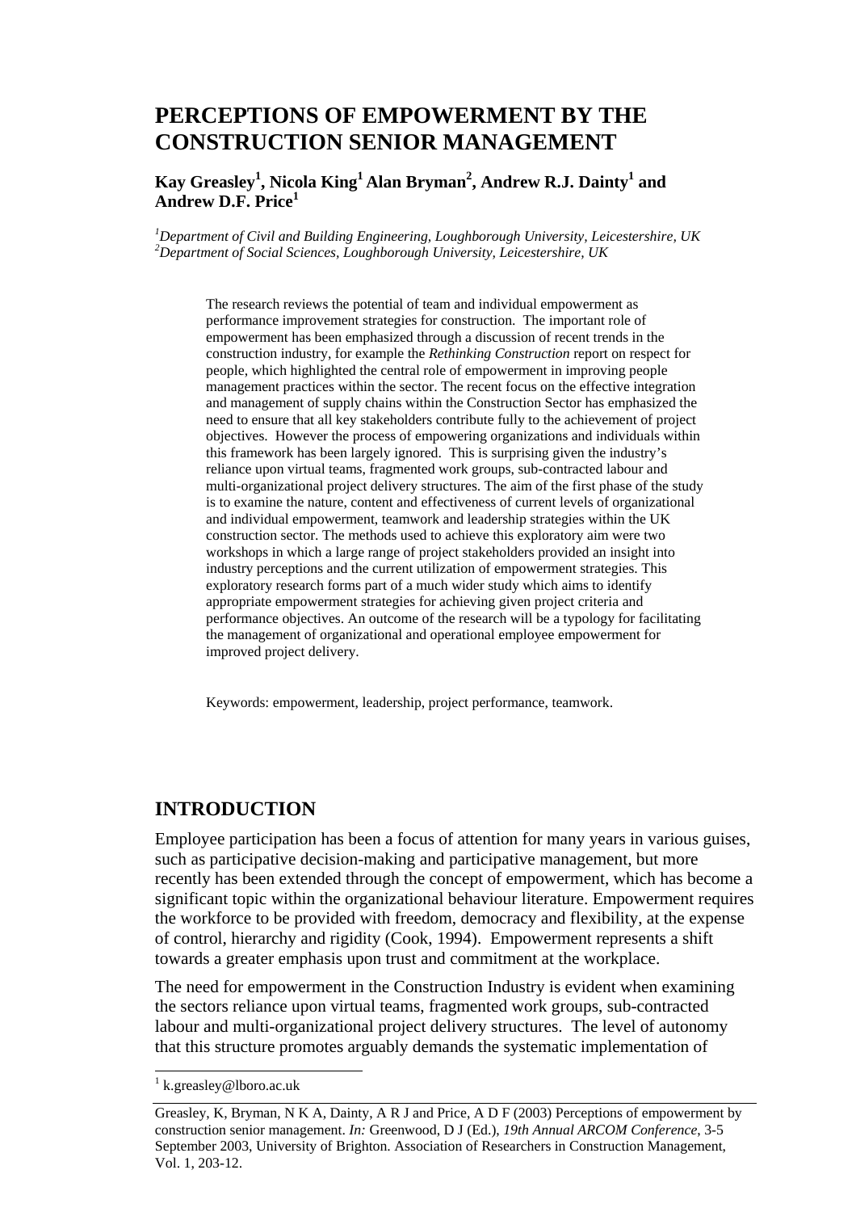# PERCEPTIONS OF EMPOWERMENT BY THE CONSTRUCTION SENIOR MANAGEMENT

**Kay Greasley[1], Nicola King[1] Alan Bryman[2], Andrew R.J. Dainty[1] and Andrew D.F. Price[1]**

[1]*Department of Civil and Building Engineering, Loughborough University, Leicestershire, UK*
[2]*Department of Social Sciences, Loughborough University, Leicestershire, UK*

The research reviews the potential of team and individual empowerment as performance improvement strategies for construction. The important role of empowerment has been emphasized through a discussion of recent trends in the construction industry, for example the *Rethinking Construction* report on respect for people, which highlighted the central role of empowerment in improving people management practices within the sector. The recent focus on the effective integration and management of supply chains within the Construction Sector has emphasized the need to ensure that all key stakeholders contribute fully to the achievement of project objectives. However the process of empowering organizations and individuals within this framework has been largely ignored. This is surprising given the industry's reliance upon virtual teams, fragmented work groups, sub-contracted labour and multi-organizational project delivery structures. The aim of the first phase of the study is to examine the nature, content and effectiveness of current levels of organizational and individual empowerment, teamwork and leadership strategies within the UK construction sector. The methods used to achieve this exploratory aim were two workshops in which a large range of project stakeholders provided an insight into industry perceptions and the current utilization of empowerment strategies. This exploratory research forms part of a much wider study which aims to identify appropriate empowerment strategies for achieving given project criteria and performance objectives. An outcome of the research will be a typology for facilitating the management of organizational and operational employee empowerment for improved project delivery.

Keywords: empowerment, leadership, project performance, teamwork.

## INTRODUCTION

Employee participation has been a focus of attention for many years in various guises, such as participative decision-making and participative management, but more recently has been extended through the concept of empowerment, which has become a significant topic within the organizational behaviour literature. Empowerment requires the workforce to be provided with freedom, democracy and flexibility, at the expense of control, hierarchy and rigidity (Cook, 1994). Empowerment represents a shift towards a greater emphasis upon trust and commitment at the workplace.

The need for empowerment in the Construction Industry is evident when examining the sectors reliance upon virtual teams, fragmented work groups, sub-contracted labour and multi-organizational project delivery structures. The level of autonomy that this structure promotes arguably demands the systematic implementation of

[1] k.greasley@lboro.ac.uk

Greasley, K, Bryman, N K A, Dainty, A R J and Price, A D F (2003) Perceptions of empowerment by construction senior management. *In:* Greenwood, D J (Ed.), *19th Annual ARCOM Conference*, 3-5 September 2003, University of Brighton. Association of Researchers in Construction Management, Vol. 1, 203-12.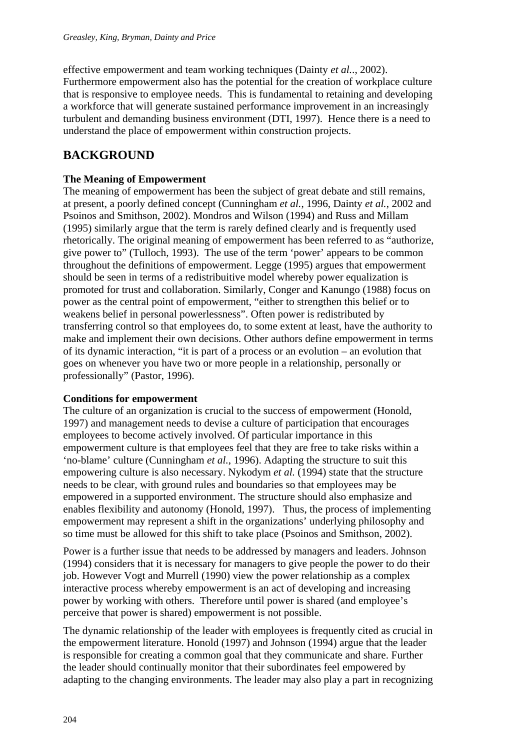effective empowerment and team working techniques (Dainty *et al.*., 2002). Furthermore empowerment also has the potential for the creation of workplace culture that is responsive to employee needs. This is fundamental to retaining and developing a workforce that will generate sustained performance improvement in an increasingly turbulent and demanding business environment (DTI, 1997). Hence there is a need to understand the place of empowerment within construction projects.

## BACKGROUND

### The Meaning of Empowerment

The meaning of empowerment has been the subject of great debate and still remains, at present, a poorly defined concept (Cunningham *et al.*, 1996, Dainty *et al.*, 2002 and Psoinos and Smithson, 2002). Mondros and Wilson (1994) and Russ and Millam (1995) similarly argue that the term is rarely defined clearly and is frequently used rhetorically. The original meaning of empowerment has been referred to as "authorize, give power to" (Tulloch, 1993). The use of the term 'power' appears to be common throughout the definitions of empowerment. Legge (1995) argues that empowerment should be seen in terms of a redistribuitive model whereby power equalization is promoted for trust and collaboration. Similarly, Conger and Kanungo (1988) focus on power as the central point of empowerment, "either to strengthen this belief or to weakens belief in personal powerlessness". Often power is redistributed by transferring control so that employees do, to some extent at least, have the authority to make and implement their own decisions. Other authors define empowerment in terms of its dynamic interaction, "it is part of a process or an evolution – an evolution that goes on whenever you have two or more people in a relationship, personally or professionally" (Pastor, 1996).

### Conditions for empowerment

The culture of an organization is crucial to the success of empowerment (Honold, 1997) and management needs to devise a culture of participation that encourages employees to become actively involved. Of particular importance in this empowerment culture is that employees feel that they are free to take risks within a 'no-blame' culture (Cunningham *et al.*, 1996). Adapting the structure to suit this empowering culture is also necessary. Nykodym *et al.* (1994) state that the structure needs to be clear, with ground rules and boundaries so that employees may be empowered in a supported environment. The structure should also emphasize and enables flexibility and autonomy (Honold, 1997). Thus, the process of implementing empowerment may represent a shift in the organizations' underlying philosophy and so time must be allowed for this shift to take place (Psoinos and Smithson, 2002).

Power is a further issue that needs to be addressed by managers and leaders. Johnson (1994) considers that it is necessary for managers to give people the power to do their job. However Vogt and Murrell (1990) view the power relationship as a complex interactive process whereby empowerment is an act of developing and increasing power by working with others. Therefore until power is shared (and employee's perceive that power is shared) empowerment is not possible.

The dynamic relationship of the leader with employees is frequently cited as crucial in the empowerment literature. Honold (1997) and Johnson (1994) argue that the leader is responsible for creating a common goal that they communicate and share. Further the leader should continually monitor that their subordinates feel empowered by adapting to the changing environments. The leader may also play a part in recognizing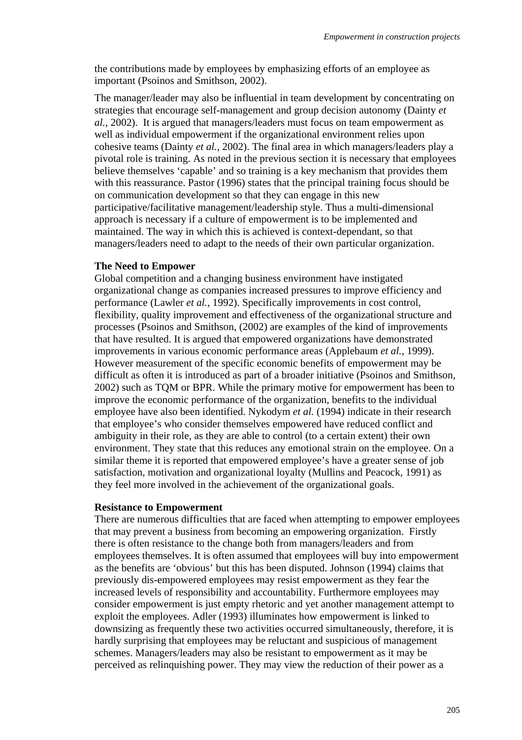the contributions made by employees by emphasizing efforts of an employee as important (Psoinos and Smithson, 2002).

The manager/leader may also be influential in team development by concentrating on strategies that encourage self-management and group decision autonomy (Dainty *et al.*, 2002). It is argued that managers/leaders must focus on team empowerment as well as individual empowerment if the organizational environment relies upon cohesive teams (Dainty *et al.*, 2002). The final area in which managers/leaders play a pivotal role is training. As noted in the previous section it is necessary that employees believe themselves 'capable' and so training is a key mechanism that provides them with this reassurance. Pastor (1996) states that the principal training focus should be on communication development so that they can engage in this new participative/facilitative management/leadership style. Thus a multi-dimensional approach is necessary if a culture of empowerment is to be implemented and maintained. The way in which this is achieved is context-dependant, so that managers/leaders need to adapt to the needs of their own particular organization.

**The Need to Empower**

Global competition and a changing business environment have instigated organizational change as companies increased pressures to improve efficiency and performance (Lawler *et al.*, 1992). Specifically improvements in cost control, flexibility, quality improvement and effectiveness of the organizational structure and processes (Psoinos and Smithson, (2002) are examples of the kind of improvements that have resulted. It is argued that empowered organizations have demonstrated improvements in various economic performance areas (Applebaum *et al.*, 1999). However measurement of the specific economic benefits of empowerment may be difficult as often it is introduced as part of a broader initiative (Psoinos and Smithson, 2002) such as TQM or BPR. While the primary motive for empowerment has been to improve the economic performance of the organization, benefits to the individual employee have also been identified. Nykodym *et al.* (1994) indicate in their research that employee's who consider themselves empowered have reduced conflict and ambiguity in their role, as they are able to control (to a certain extent) their own environment. They state that this reduces any emotional strain on the employee. On a similar theme it is reported that empowered employee's have a greater sense of job satisfaction, motivation and organizational loyalty (Mullins and Peacock, 1991) as they feel more involved in the achievement of the organizational goals.

**Resistance to Empowerment**

There are numerous difficulties that are faced when attempting to empower employees that may prevent a business from becoming an empowering organization. Firstly there is often resistance to the change both from managers/leaders and from employees themselves. It is often assumed that employees will buy into empowerment as the benefits are 'obvious' but this has been disputed. Johnson (1994) claims that previously dis-empowered employees may resist empowerment as they fear the increased levels of responsibility and accountability. Furthermore employees may consider empowerment is just empty rhetoric and yet another management attempt to exploit the employees. Adler (1993) illuminates how empowerment is linked to downsizing as frequently these two activities occurred simultaneously, therefore, it is hardly surprising that employees may be reluctant and suspicious of management schemes. Managers/leaders may also be resistant to empowerment as it may be perceived as relinquishing power. They may view the reduction of their power as a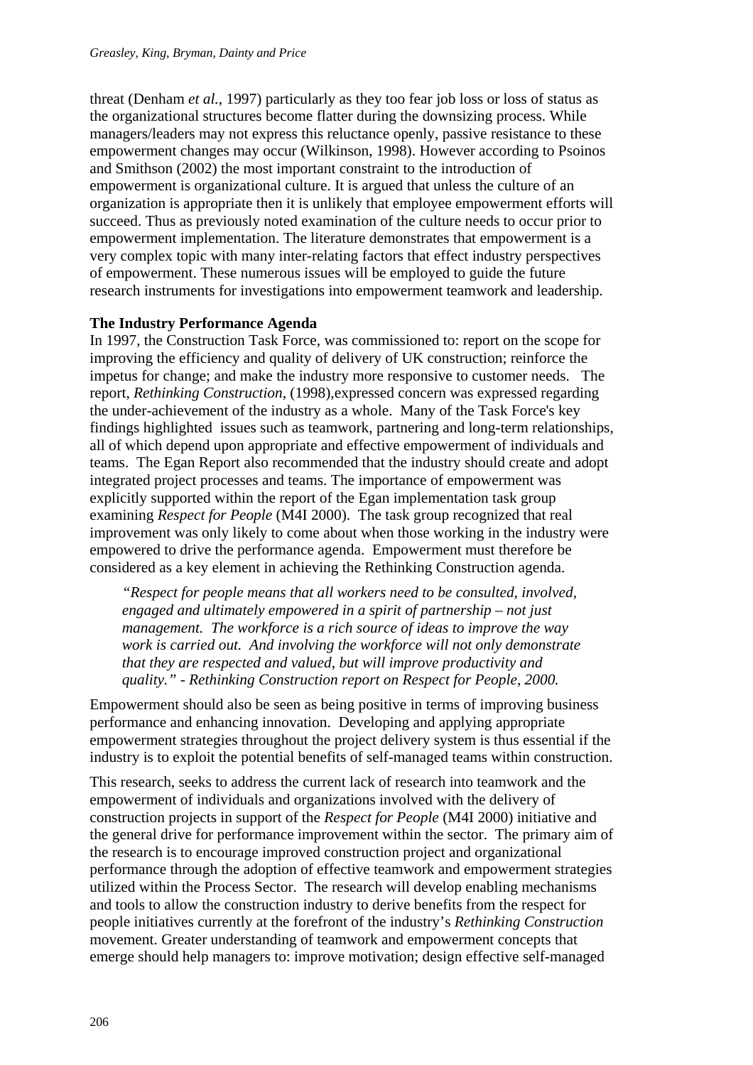threat (Denham *et al.*, 1997) particularly as they too fear job loss or loss of status as the organizational structures become flatter during the downsizing process. While managers/leaders may not express this reluctance openly, passive resistance to these empowerment changes may occur (Wilkinson, 1998). However according to Psoinos and Smithson (2002) the most important constraint to the introduction of empowerment is organizational culture. It is argued that unless the culture of an organization is appropriate then it is unlikely that employee empowerment efforts will succeed. Thus as previously noted examination of the culture needs to occur prior to empowerment implementation. The literature demonstrates that empowerment is a very complex topic with many inter-relating factors that effect industry perspectives of empowerment. These numerous issues will be employed to guide the future research instruments for investigations into empowerment teamwork and leadership.

**The Industry Performance Agenda**

In 1997, the Construction Task Force, was commissioned to: report on the scope for improving the efficiency and quality of delivery of UK construction; reinforce the impetus for change; and make the industry more responsive to customer needs. The report, *Rethinking Construction*, (1998),expressed concern was expressed regarding the under-achievement of the industry as a whole. Many of the Task Force's key findings highlighted issues such as teamwork, partnering and long-term relationships, all of which depend upon appropriate and effective empowerment of individuals and teams. The Egan Report also recommended that the industry should create and adopt integrated project processes and teams. The importance of empowerment was explicitly supported within the report of the Egan implementation task group examining *Respect for People* (M4I 2000). The task group recognized that real improvement was only likely to come about when those working in the industry were empowered to drive the performance agenda. Empowerment must therefore be considered as a key element in achieving the Rethinking Construction agenda.

> *"Respect for people means that all workers need to be consulted, involved, engaged and ultimately empowered in a spirit of partnership – not just management. The workforce is a rich source of ideas to improve the way work is carried out. And involving the workforce will not only demonstrate that they are respected and valued, but will improve productivity and quality." - Rethinking Construction report on Respect for People, 2000.*

Empowerment should also be seen as being positive in terms of improving business performance and enhancing innovation. Developing and applying appropriate empowerment strategies throughout the project delivery system is thus essential if the industry is to exploit the potential benefits of self-managed teams within construction.

This research, seeks to address the current lack of research into teamwork and the empowerment of individuals and organizations involved with the delivery of construction projects in support of the *Respect for People* (M4I 2000) initiative and the general drive for performance improvement within the sector. The primary aim of the research is to encourage improved construction project and organizational performance through the adoption of effective teamwork and empowerment strategies utilized within the Process Sector. The research will develop enabling mechanisms and tools to allow the construction industry to derive benefits from the respect for people initiatives currently at the forefront of the industry's *Rethinking Construction* movement. Greater understanding of teamwork and empowerment concepts that emerge should help managers to: improve motivation; design effective self-managed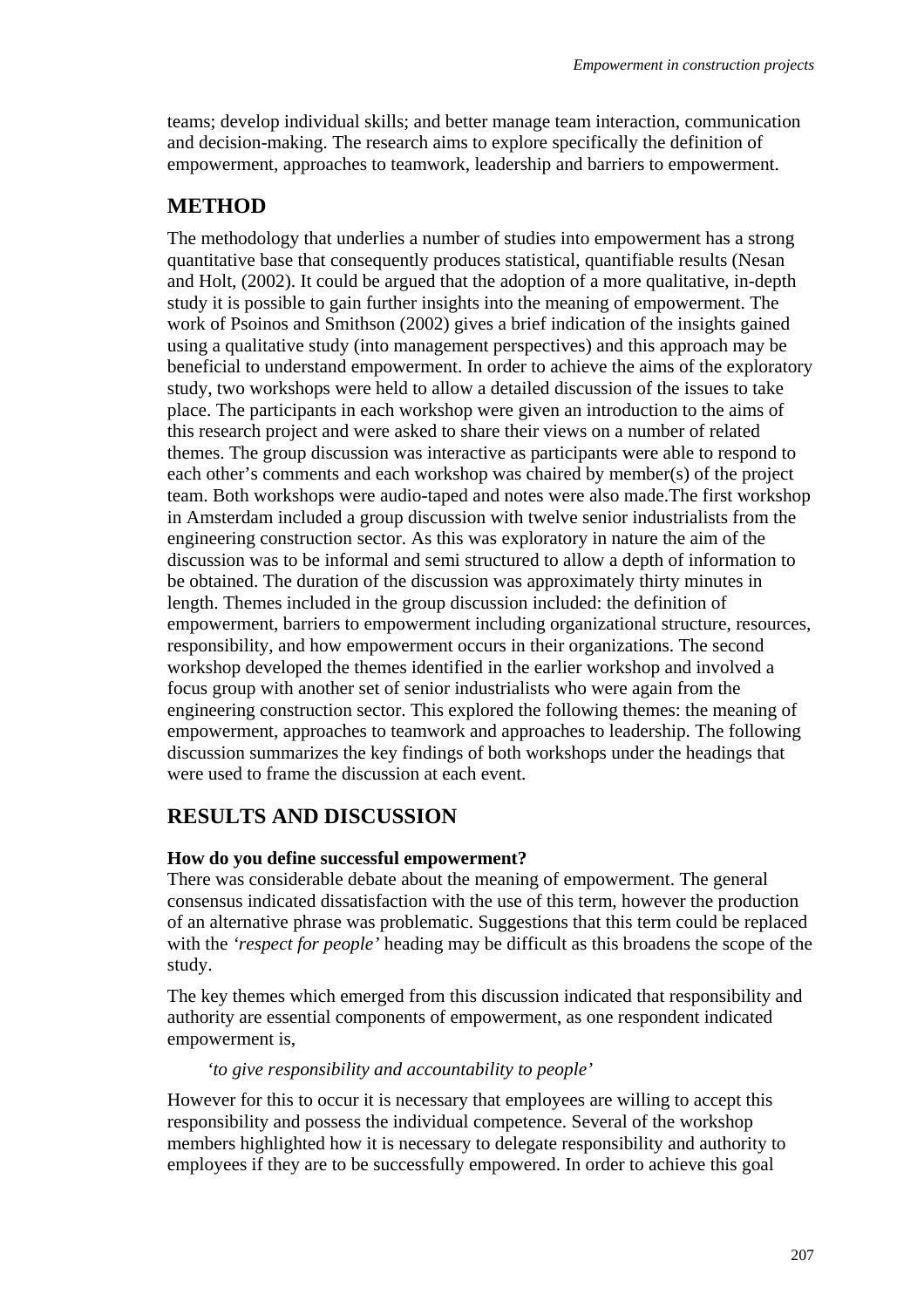teams; develop individual skills; and better manage team interaction, communication and decision-making. The research aims to explore specifically the definition of empowerment, approaches to teamwork, leadership and barriers to empowerment.

## METHOD

The methodology that underlies a number of studies into empowerment has a strong quantitative base that consequently produces statistical, quantifiable results (Nesan and Holt, (2002). It could be argued that the adoption of a more qualitative, in-depth study it is possible to gain further insights into the meaning of empowerment. The work of Psoinos and Smithson (2002) gives a brief indication of the insights gained using a qualitative study (into management perspectives) and this approach may be beneficial to understand empowerment. In order to achieve the aims of the exploratory study, two workshops were held to allow a detailed discussion of the issues to take place. The participants in each workshop were given an introduction to the aims of this research project and were asked to share their views on a number of related themes. The group discussion was interactive as participants were able to respond to each other's comments and each workshop was chaired by member(s) of the project team. Both workshops were audio-taped and notes were also made.The first workshop in Amsterdam included a group discussion with twelve senior industrialists from the engineering construction sector. As this was exploratory in nature the aim of the discussion was to be informal and semi structured to allow a depth of information to be obtained. The duration of the discussion was approximately thirty minutes in length. Themes included in the group discussion included: the definition of empowerment, barriers to empowerment including organizational structure, resources, responsibility, and how empowerment occurs in their organizations. The second workshop developed the themes identified in the earlier workshop and involved a focus group with another set of senior industrialists who were again from the engineering construction sector. This explored the following themes: the meaning of empowerment, approaches to teamwork and approaches to leadership. The following discussion summarizes the key findings of both workshops under the headings that were used to frame the discussion at each event.

## RESULTS AND DISCUSSION

**How do you define successful empowerment?**

There was considerable debate about the meaning of empowerment. The general consensus indicated dissatisfaction with the use of this term, however the production of an alternative phrase was problematic. Suggestions that this term could be replaced with the *'respect for people'* heading may be difficult as this broadens the scope of the study.

The key themes which emerged from this discussion indicated that responsibility and authority are essential components of empowerment, as one respondent indicated empowerment is,

> '*to give responsibility and accountability to people*'

However for this to occur it is necessary that employees are willing to accept this responsibility and possess the individual competence. Several of the workshop members highlighted how it is necessary to delegate responsibility and authority to employees if they are to be successfully empowered. In order to achieve this goal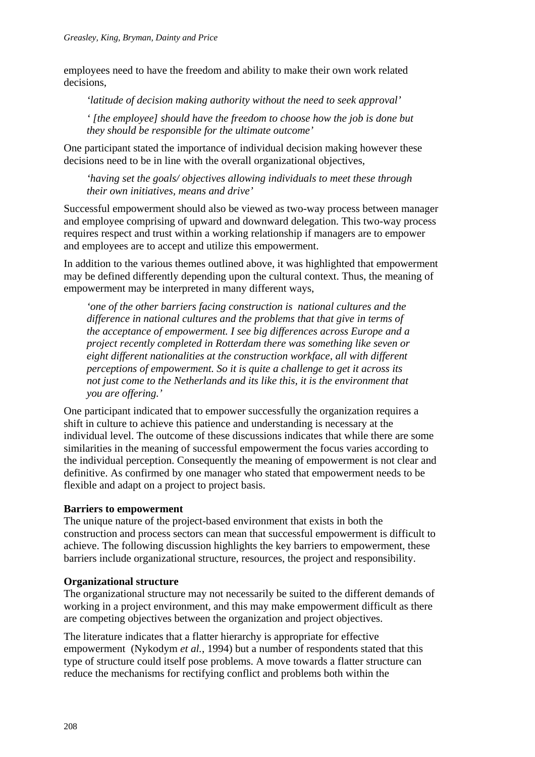employees need to have the freedom and ability to make their own work related decisions,

> *'latitude of decision making authority without the need to seek approval'*

> *' [the employee] should have the freedom to choose how the job is done but they should be responsible for the ultimate outcome'*

One participant stated the importance of individual decision making however these decisions need to be in line with the overall organizational objectives,

> *'having set the goals/ objectives allowing individuals to meet these through their own initiatives, means and drive'*

Successful empowerment should also be viewed as two-way process between manager and employee comprising of upward and downward delegation. This two-way process requires respect and trust within a working relationship if managers are to empower and employees are to accept and utilize this empowerment.

In addition to the various themes outlined above, it was highlighted that empowerment may be defined differently depending upon the cultural context. Thus, the meaning of empowerment may be interpreted in many different ways,

> *'one of the other barriers facing construction is national cultures and the difference in national cultures and the problems that that give in terms of the acceptance of empowerment. I see big differences across Europe and a project recently completed in Rotterdam there was something like seven or eight different nationalities at the construction workface, all with different perceptions of empowerment. So it is quite a challenge to get it across its not just come to the Netherlands and its like this, it is the environment that you are offering.'*

One participant indicated that to empower successfully the organization requires a shift in culture to achieve this patience and understanding is necessary at the individual level. The outcome of these discussions indicates that while there are some similarities in the meaning of successful empowerment the focus varies according to the individual perception. Consequently the meaning of empowerment is not clear and definitive. As confirmed by one manager who stated that empowerment needs to be flexible and adapt on a project to project basis.

**Barriers to empowerment**

The unique nature of the project-based environment that exists in both the construction and process sectors can mean that successful empowerment is difficult to achieve. The following discussion highlights the key barriers to empowerment, these barriers include organizational structure, resources, the project and responsibility.

**Organizational structure**

The organizational structure may not necessarily be suited to the different demands of working in a project environment, and this may make empowerment difficult as there are competing objectives between the organization and project objectives.

The literature indicates that a flatter hierarchy is appropriate for effective empowerment (Nykodym *et al.*, 1994) but a number of respondents stated that this type of structure could itself pose problems. A move towards a flatter structure can reduce the mechanisms for rectifying conflict and problems both within the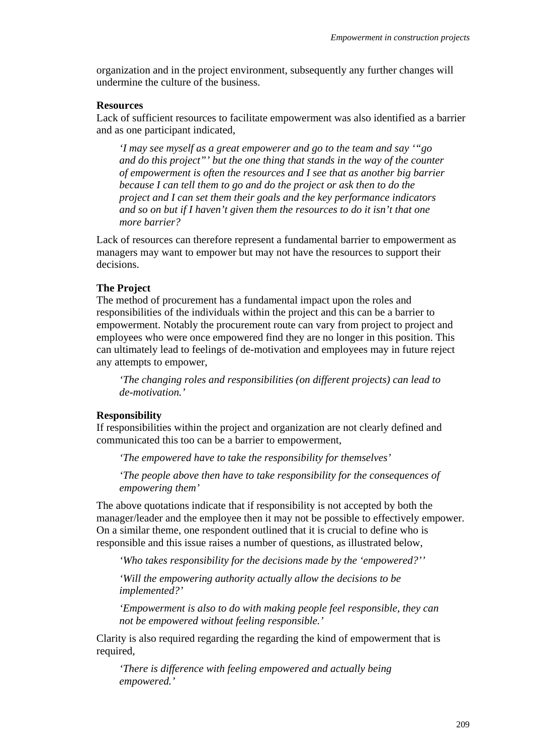organization and in the project environment, subsequently any further changes will undermine the culture of the business.

**Resources**

Lack of sufficient resources to facilitate empowerment was also identified as a barrier and as one participant indicated,

> *'I may see myself as a great empowerer and go to the team and say '"go and do this project"' but the one thing that stands in the way of the counter of empowerment is often the resources and I see that as another big barrier because I can tell them to go and do the project or ask then to do the project and I can set them their goals and the key performance indicators and so on but if I haven't given them the resources to do it isn't that one more barrier?*

Lack of resources can therefore represent a fundamental barrier to empowerment as managers may want to empower but may not have the resources to support their decisions.

**The Project**

The method of procurement has a fundamental impact upon the roles and responsibilities of the individuals within the project and this can be a barrier to empowerment. Notably the procurement route can vary from project to project and employees who were once empowered find they are no longer in this position. This can ultimately lead to feelings of de-motivation and employees may in future reject any attempts to empower,

> *'The changing roles and responsibilities (on different projects) can lead to de-motivation.'*

**Responsibility**

If responsibilities within the project and organization are not clearly defined and communicated this too can be a barrier to empowerment,

> *'The empowered have to take the responsibility for themselves'*
>
> *'The people above then have to take responsibility for the consequences of empowering them'*

The above quotations indicate that if responsibility is not accepted by both the manager/leader and the employee then it may not be possible to effectively empower. On a similar theme, one respondent outlined that it is crucial to define who is responsible and this issue raises a number of questions, as illustrated below,

> *'Who takes responsibility for the decisions made by the 'empowered?''*
>
> *'Will the empowering authority actually allow the decisions to be implemented?'*
>
> *'Empowerment is also to do with making people feel responsible, they can not be empowered without feeling responsible.'*

Clarity is also required regarding the regarding the kind of empowerment that is required,

> *'There is difference with feeling empowered and actually being empowered.'*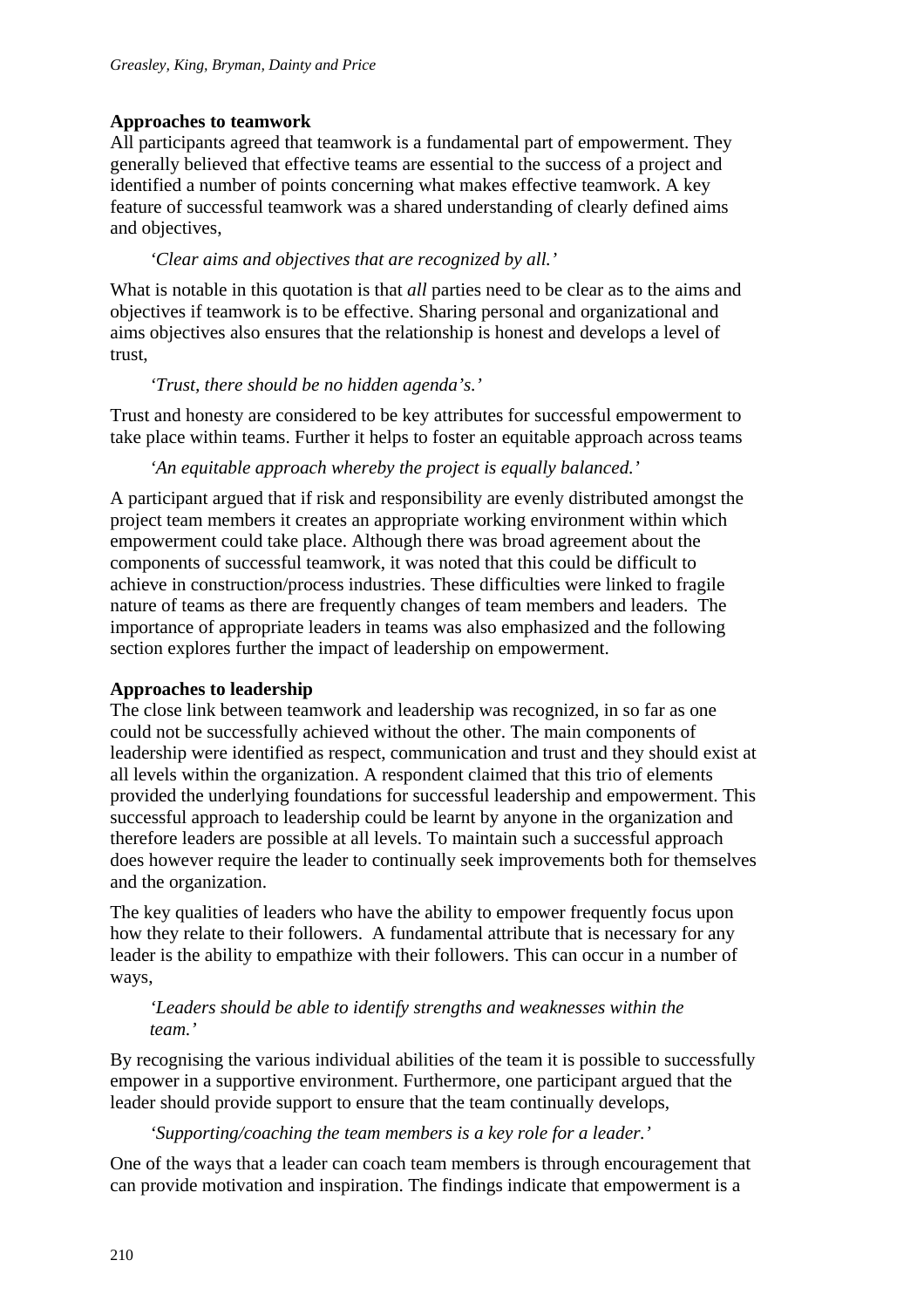**Approaches to teamwork**

All participants agreed that teamwork is a fundamental part of empowerment. They generally believed that effective teams are essential to the success of a project and identified a number of points concerning what makes effective teamwork. A key feature of successful teamwork was a shared understanding of clearly defined aims and objectives,

> *'Clear aims and objectives that are recognized by all.'*

What is notable in this quotation is that *all* parties need to be clear as to the aims and objectives if teamwork is to be effective. Sharing personal and organizational and aims objectives also ensures that the relationship is honest and develops a level of trust,

> *'Trust, there should be no hidden agenda's.'*

Trust and honesty are considered to be key attributes for successful empowerment to take place within teams. Further it helps to foster an equitable approach across teams

> *'An equitable approach whereby the project is equally balanced.'*

A participant argued that if risk and responsibility are evenly distributed amongst the project team members it creates an appropriate working environment within which empowerment could take place. Although there was broad agreement about the components of successful teamwork, it was noted that this could be difficult to achieve in construction/process industries. These difficulties were linked to fragile nature of teams as there are frequently changes of team members and leaders. The importance of appropriate leaders in teams was also emphasized and the following section explores further the impact of leadership on empowerment.

**Approaches to leadership**

The close link between teamwork and leadership was recognized, in so far as one could not be successfully achieved without the other. The main components of leadership were identified as respect, communication and trust and they should exist at all levels within the organization. A respondent claimed that this trio of elements provided the underlying foundations for successful leadership and empowerment. This successful approach to leadership could be learnt by anyone in the organization and therefore leaders are possible at all levels. To maintain such a successful approach does however require the leader to continually seek improvements both for themselves and the organization.

The key qualities of leaders who have the ability to empower frequently focus upon how they relate to their followers. A fundamental attribute that is necessary for any leader is the ability to empathize with their followers. This can occur in a number of ways,

> *'Leaders should be able to identify strengths and weaknesses within the team.'*

By recognising the various individual abilities of the team it is possible to successfully empower in a supportive environment. Furthermore, one participant argued that the leader should provide support to ensure that the team continually develops,

> *'Supporting/coaching the team members is a key role for a leader.'*

One of the ways that a leader can coach team members is through encouragement that can provide motivation and inspiration. The findings indicate that empowerment is a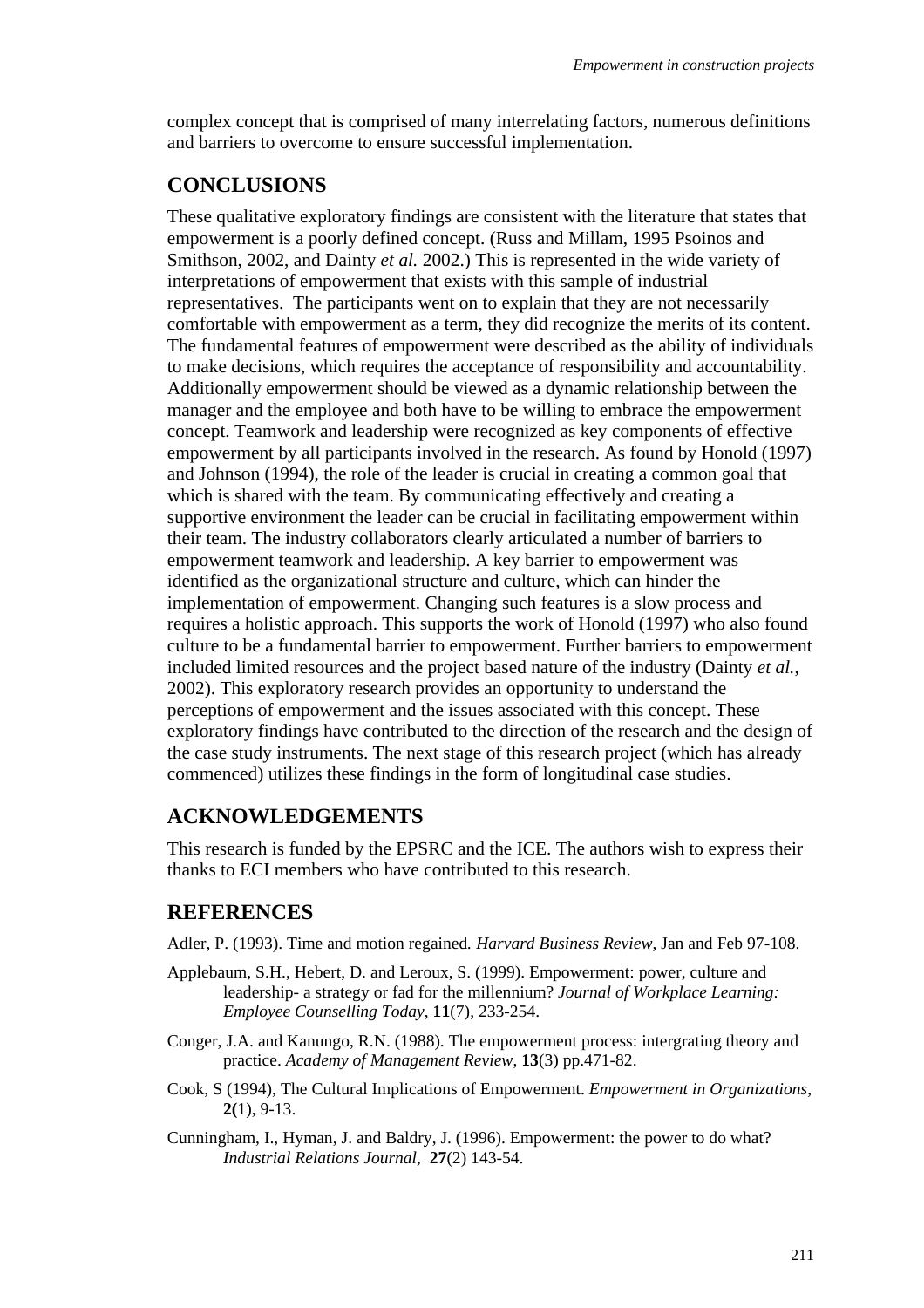complex concept that is comprised of many interrelating factors, numerous definitions and barriers to overcome to ensure successful implementation.

## CONCLUSIONS

These qualitative exploratory findings are consistent with the literature that states that empowerment is a poorly defined concept. (Russ and Millam, 1995 Psoinos and Smithson, 2002, and Dainty *et al.* 2002.) This is represented in the wide variety of interpretations of empowerment that exists with this sample of industrial representatives. The participants went on to explain that they are not necessarily comfortable with empowerment as a term, they did recognize the merits of its content. The fundamental features of empowerment were described as the ability of individuals to make decisions, which requires the acceptance of responsibility and accountability. Additionally empowerment should be viewed as a dynamic relationship between the manager and the employee and both have to be willing to embrace the empowerment concept. Teamwork and leadership were recognized as key components of effective empowerment by all participants involved in the research. As found by Honold (1997) and Johnson (1994), the role of the leader is crucial in creating a common goal that which is shared with the team. By communicating effectively and creating a supportive environment the leader can be crucial in facilitating empowerment within their team. The industry collaborators clearly articulated a number of barriers to empowerment teamwork and leadership. A key barrier to empowerment was identified as the organizational structure and culture, which can hinder the implementation of empowerment. Changing such features is a slow process and requires a holistic approach. This supports the work of Honold (1997) who also found culture to be a fundamental barrier to empowerment. Further barriers to empowerment included limited resources and the project based nature of the industry (Dainty *et al.*, 2002). This exploratory research provides an opportunity to understand the perceptions of empowerment and the issues associated with this concept. These exploratory findings have contributed to the direction of the research and the design of the case study instruments. The next stage of this research project (which has already commenced) utilizes these findings in the form of longitudinal case studies.

## ACKNOWLEDGEMENTS

This research is funded by the EPSRC and the ICE. The authors wish to express their thanks to ECI members who have contributed to this research.

## REFERENCES

Adler, P. (1993). Time and motion regained. *Harvard Business Review*, Jan and Feb 97-108.

Applebaum, S.H., Hebert, D. and Leroux, S. (1999). Empowerment: power, culture and leadership- a strategy or fad for the millennium? *Journal of Workplace Learning: Employee Counselling Today*, **11**(7), 233-254.

Conger, J.A. and Kanungo, R.N. (1988). The empowerment process: intergrating theory and practice. *Academy of Management Review*, **13**(3) pp.471-82.

Cook, S (1994), The Cultural Implications of Empowerment. *Empowerment in Organizations*, **2(**1), 9-13.

Cunningham, I., Hyman, J. and Baldry, J. (1996). Empowerment: the power to do what? *Industrial Relations Journal*, **27**(2) 143-54.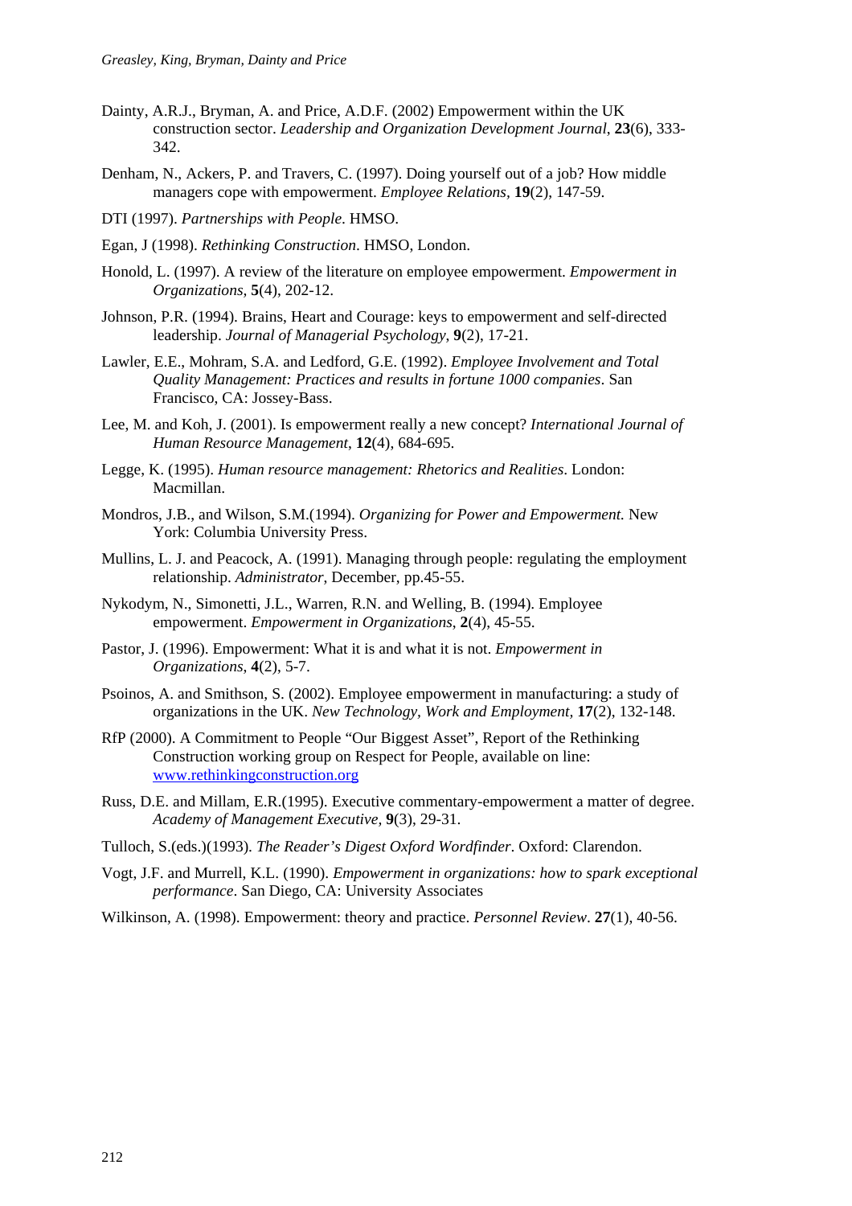Dainty, A.R.J., Bryman, A. and Price, A.D.F. (2002) Empowerment within the UK construction sector. *Leadership and Organization Development Journal*, **23**(6), 333-342.

Denham, N., Ackers, P. and Travers, C. (1997). Doing yourself out of a job? How middle managers cope with empowerment. *Employee Relations*, **19**(2), 147-59.

DTI (1997). *Partnerships with People*. HMSO.

Egan, J (1998). *Rethinking Construction*. HMSO, London.

Honold, L. (1997). A review of the literature on employee empowerment. *Empowerment in Organizations*, **5**(4), 202-12.

Johnson, P.R. (1994). Brains, Heart and Courage: keys to empowerment and self-directed leadership. *Journal of Managerial Psychology*, **9**(2), 17-21.

Lawler, E.E., Mohram, S.A. and Ledford, G.E. (1992). *Employee Involvement and Total Quality Management: Practices and results in fortune 1000 companies*. San Francisco, CA: Jossey-Bass.

Lee, M. and Koh, J. (2001). Is empowerment really a new concept? *International Journal of Human Resource Management*, **12**(4), 684-695.

Legge, K. (1995). *Human resource management: Rhetorics and Realities*. London: Macmillan.

Mondros, J.B., and Wilson, S.M.(1994). *Organizing for Power and Empowerment.* New York: Columbia University Press.

Mullins, L. J. and Peacock, A. (1991). Managing through people: regulating the employment relationship. *Administrator*, December, pp.45-55.

Nykodym, N., Simonetti, J.L., Warren, R.N. and Welling, B. (1994). Employee empowerment. *Empowerment in Organizations*, **2**(4), 45-55.

Pastor, J. (1996). Empowerment: What it is and what it is not. *Empowerment in Organizations*, **4**(2), 5-7.

Psoinos, A. and Smithson, S. (2002). Employee empowerment in manufacturing: a study of organizations in the UK. *New Technology, Work and Employment*, **17**(2), 132-148.

RfP (2000). A Commitment to People "Our Biggest Asset", Report of the Rethinking Construction working group on Respect for People, available on line: www.rethinkingconstruction.org

Russ, D.E. and Millam, E.R.(1995). Executive commentary-empowerment a matter of degree. *Academy of Management Executive*, **9**(3), 29-31.

Tulloch, S.(eds.)(1993). *The Reader's Digest Oxford Wordfinder*. Oxford: Clarendon.

Vogt, J.F. and Murrell, K.L. (1990). *Empowerment in organizations: how to spark exceptional performance*. San Diego, CA: University Associates

Wilkinson, A. (1998). Empowerment: theory and practice. *Personnel Review*. **27**(1), 40-56.